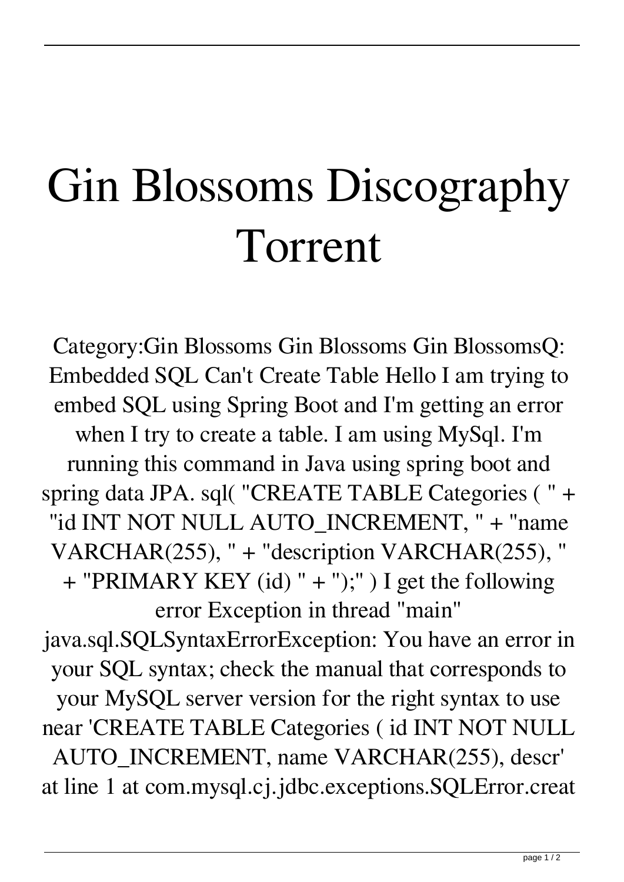# Gin Blossoms Discography Torrent

Category:Gin Blossoms Gin Blossoms Gin BlossomsQ: Embedded SQL Can't Create Table Hello I am trying to embed SQL using Spring Boot and I'm getting an error when I try to create a table. I am using MySql. I'm running this command in Java using spring boot and spring data JPA. sql( "CREATE TABLE Categories ( " + "id INT NOT NULL AUTO_INCREMENT, " + "name VARCHAR(255), " + "description VARCHAR(255), " + "PRIMARY KEY (id) " + ");" ) I get the following error Exception in thread "main" java.sql.SQLSyntaxErrorException: You have an error in your SQL syntax; check the manual that corresponds to your MySQL server version for the right syntax to use near 'CREATE TABLE Categories ( id INT NOT NULL AUTO_INCREMENT, name VARCHAR(255), descr' at line 1 at com.mysql.cj.jdbc.exceptions.SQLError.creat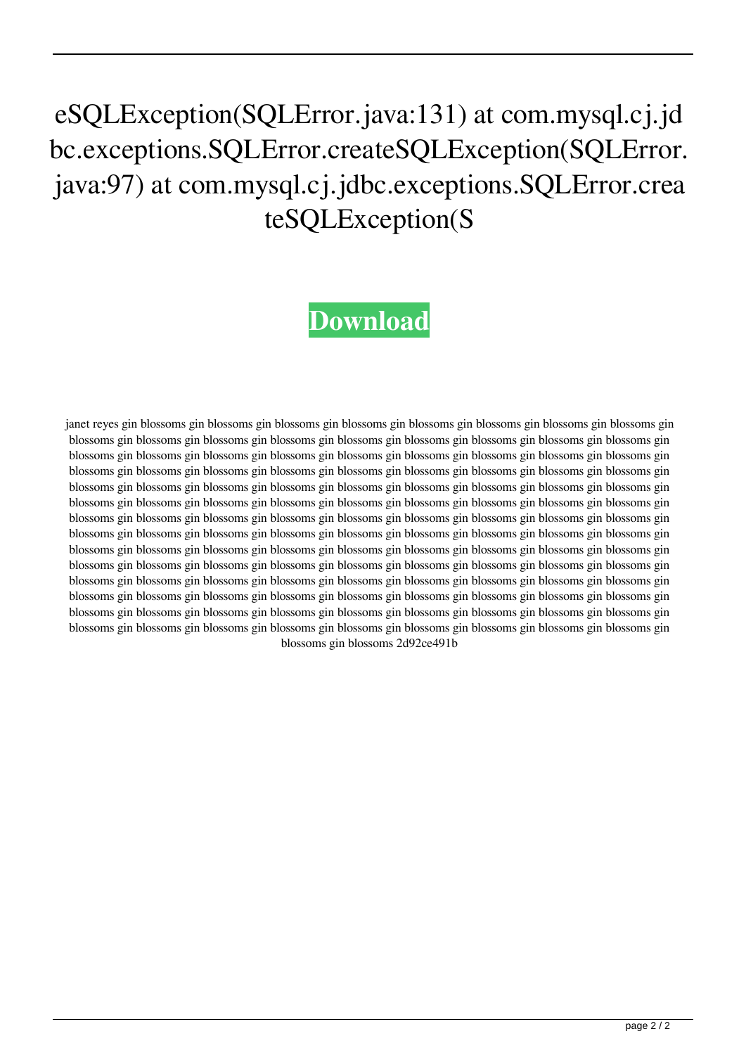# eSQLException(SQLError.java:131) at com.mysql.cj.jdbc.exceptions.SQLError.createSQLException(SQLError.java:97) at com.mysql.cj.jdbc.exceptions.SQLError.createSQLException(S

**Download**

janet reyes gin blossoms gin blossoms gin blossoms gin blossoms gin blossoms gin blossoms gin blossoms gin blossoms gin blossoms gin blossoms gin blossoms gin blossoms gin blossoms gin blossoms gin blossoms gin blossoms gin blossoms gin blossoms gin blossoms gin blossoms gin blossoms gin blossoms gin blossoms gin blossoms gin blossoms gin blossoms gin blossoms gin blossoms gin blossoms gin blossoms gin blossoms gin blossoms gin blossoms gin blossoms gin blossoms gin blossoms gin blossoms gin blossoms gin blossoms gin blossoms gin blossoms gin blossoms gin blossoms gin blossoms gin blossoms gin blossoms gin blossoms gin blossoms gin blossoms gin blossoms gin blossoms gin blossoms gin blossoms gin blossoms gin blossoms gin blossoms gin blossoms gin blossoms gin blossoms gin blossoms gin blossoms gin blossoms gin blossoms gin blossoms gin blossoms gin blossoms gin blossoms gin blossoms gin blossoms gin blossoms gin blossoms gin blossoms gin blossoms gin blossoms gin blossoms gin blossoms gin blossoms gin blossoms gin blossoms gin blossoms gin blossoms gin blossoms gin blossoms gin blossoms gin blossoms gin blossoms gin blossoms gin blossoms gin blossoms gin blossoms gin blossoms gin blossoms gin blossoms gin blossoms gin blossoms gin blossoms gin blossoms gin blossoms gin blossoms gin blossoms gin blossoms gin blossoms gin blossoms gin blossoms gin blossoms gin blossoms gin blossoms gin blossoms gin blossoms gin blossoms gin blossoms gin blossoms gin blossoms gin blossoms gin blossoms gin blossoms gin blossoms gin blossoms gin blossoms gin blossoms gin blossoms gin blossoms gin blossoms gin blossoms gin blossoms gin blossoms gin blossoms gin blossoms gin blossoms gin blossoms gin blossoms gin blossoms gin blossoms gin blossoms gin blossoms gin blossoms gin blossoms gin blossoms gin blossoms gin blossoms gin blossoms gin blossoms gin blossoms gin blossoms gin blossoms gin blossoms gin blossoms gin blossoms gin blossoms gin blossoms gin blossoms gin blossoms gin blossoms gin blossoms gin blossoms gin blossoms gin blossoms gin blossoms gin blossoms gin blossoms gin blossoms gin blossoms gin blossoms gin blossoms gin blossoms gin blossoms gin blossoms 2d92ce491b